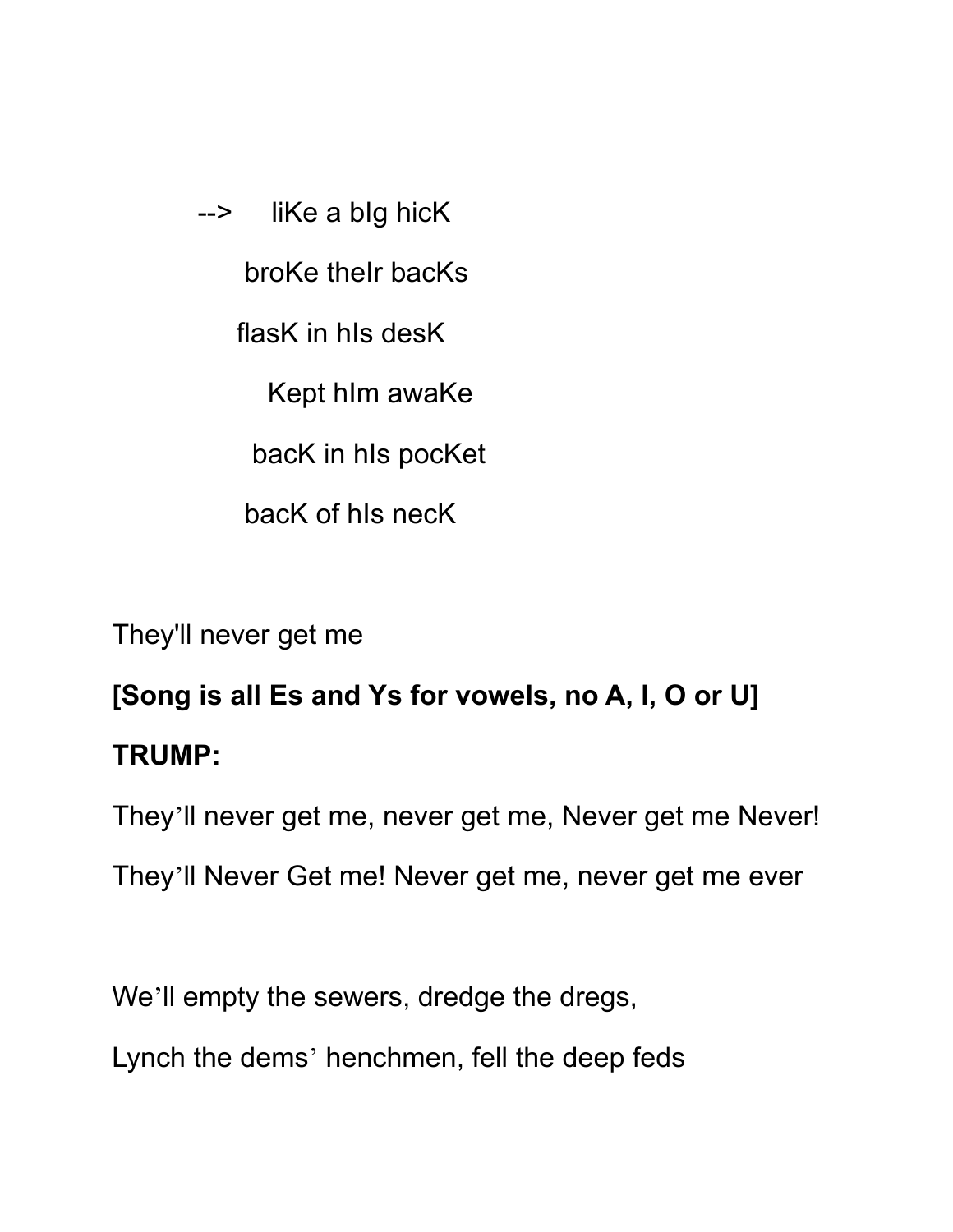--> liKe a bIg hicK

broKe theIr bacKs

flasK in hIs desK

Kept hIm awaKe

bacK in hIs pocKet

bacK of hIs necK

They'll never get me

**[Song is all Es and Ys for vowels, no A, I, O or U]**

**TRUMP:**

They'll never get me, never get me, Never get me Never!

They'll Never Get me! Never get me, never get me ever

We'll empty the sewers, dredge the dregs,

Lynch the dems' henchmen, fell the deep feds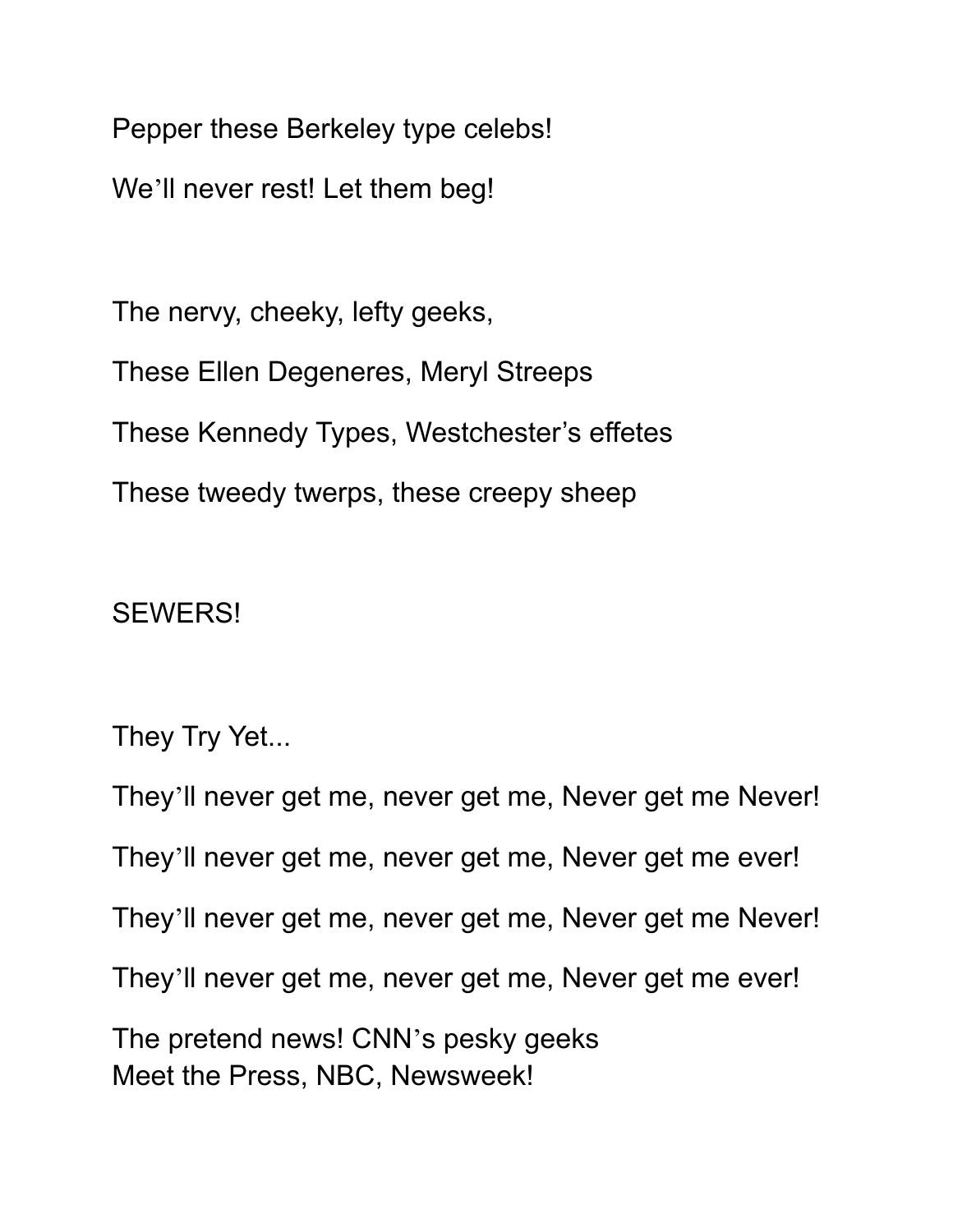Pepper these Berkeley type celebs!

We'll never rest! Let them beg!

The nervy, cheeky, lefty geeks,

These Ellen Degeneres, Meryl Streeps

These Kennedy Types, Westchester's effetes

These tweedy twerps, these creepy sheep

SEWERS!

They Try Yet...

They'll never get me, never get me, Never get me Never!

They'll never get me, never get me, Never get me ever!

They'll never get me, never get me, Never get me Never!

They'll never get me, never get me, Never get me ever!

The pretend news! CNN's pesky geeks
Meet the Press, NBC, Newsweek!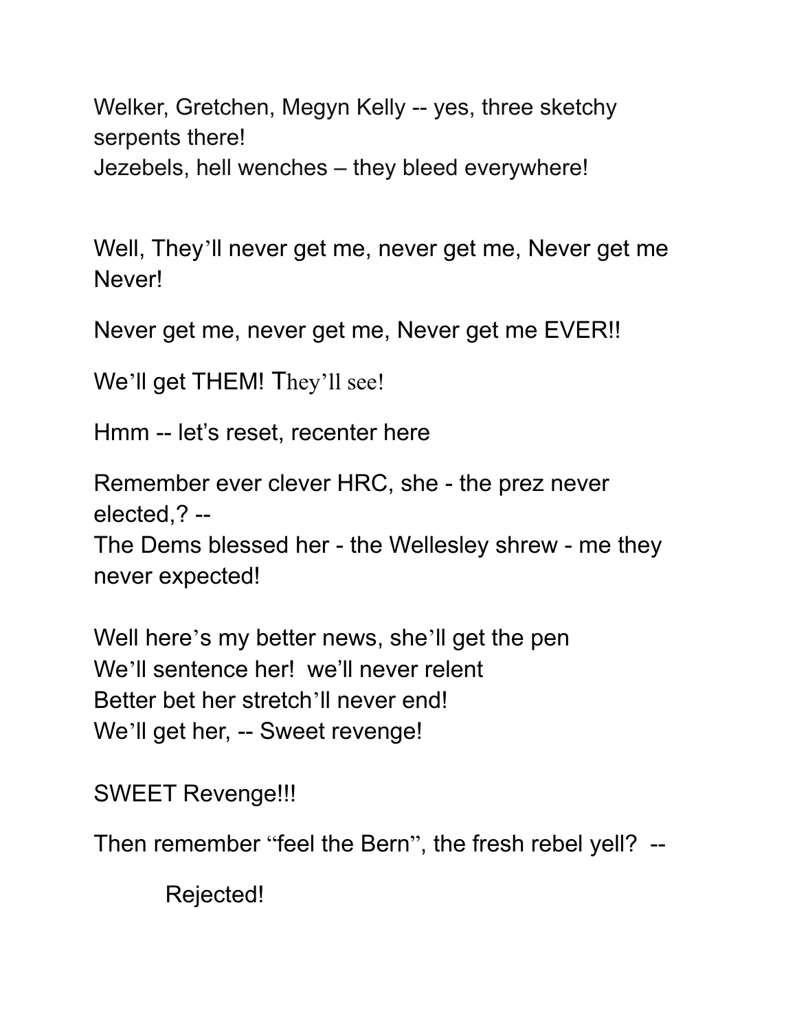Welker, Gretchen, Megyn Kelly -- yes, three sketchy serpents there!
Jezebels, hell wenches – they bleed everywhere!

Well, They'll never get me, never get me, Never get me Never!

Never get me, never get me, Never get me EVER!!

We'll get THEM! They'll see!

Hmm -- let's reset, recenter here

Remember ever clever HRC, she - the prez never elected,? --
The Dems blessed her - the Wellesley shrew - me they never expected!

Well here's my better news, she'll get the pen
We'll sentence her!  we'll never relent
Better bet her stretch'll never end!
We'll get her, -- Sweet revenge!

SWEET Revenge!!!

Then remember "feel the Bern", the fresh rebel yell?  --

Rejected!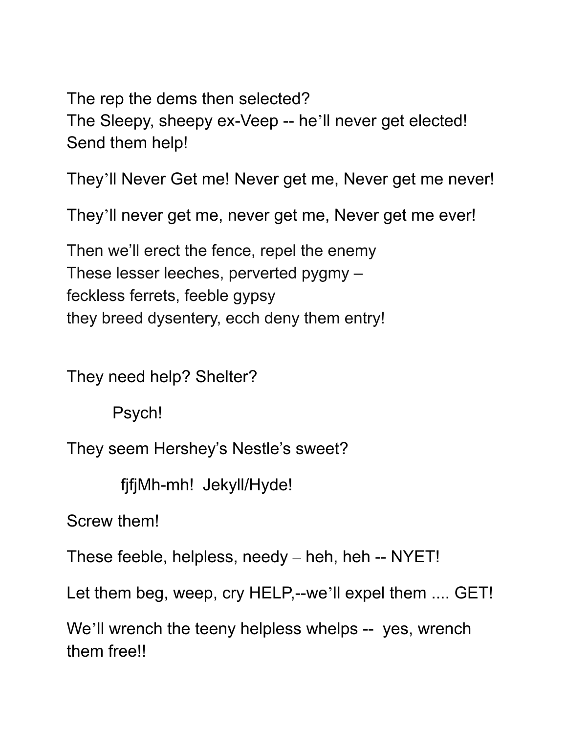The rep the dems then selected?
The Sleepy, sheepy ex-Veep -- he'll never get elected!
Send them help!

They'll Never Get me! Never get me, Never get me never!

They'll never get me, never get me, Never get me ever!

Then we'll erect the fence, repel the enemy
These lesser leeches, perverted pygmy –
feckless ferrets, feeble gypsy
they breed dysentery, ecch deny them entry!

They need help? Shelter?

Psych!

They seem Hershey's Nestle's sweet?

fjfjMh-mh! Jekyll/Hyde!

Screw them!

These feeble, helpless, needy – heh, heh -- NYET!

Let them beg, weep, cry HELP,--we'll expel them .... GET!

We'll wrench the teeny helpless whelps -- yes, wrench them free!!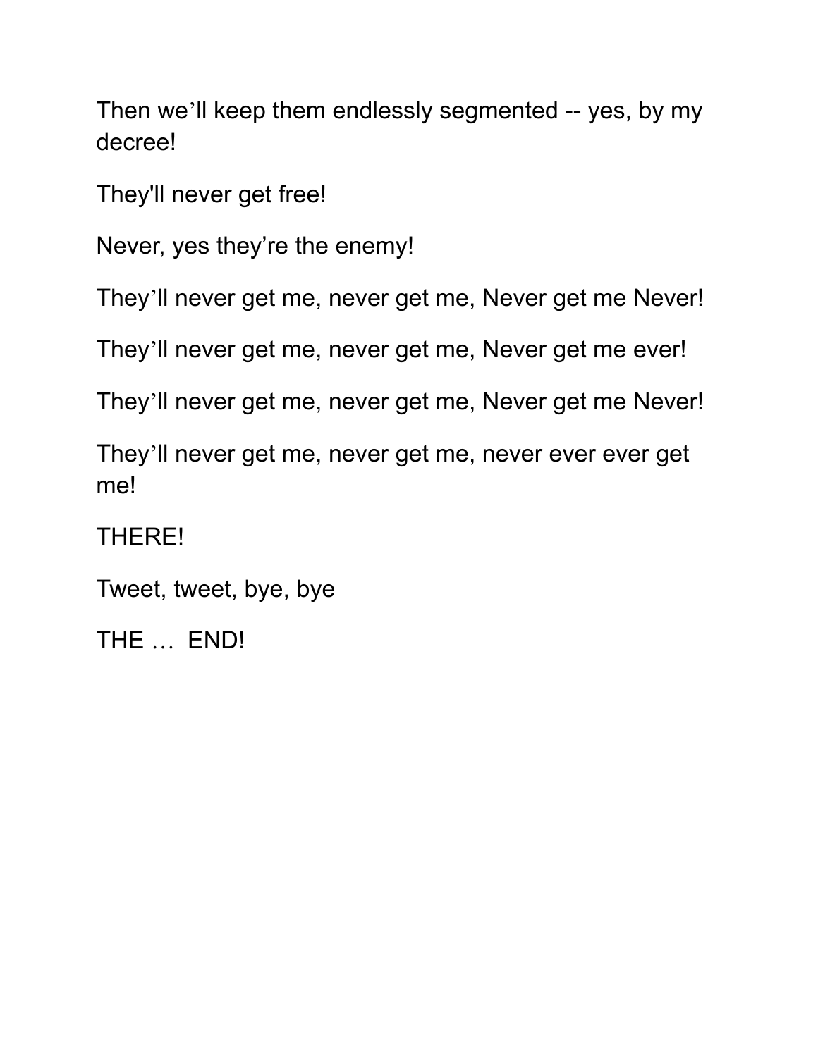Then we'll keep them endlessly segmented -- yes, by my decree!

They'll never get free!

Never, yes they're the enemy!

They'll never get me, never get me, Never get me Never!

They'll never get me, never get me, Never get me ever!

They'll never get me, never get me, Never get me Never!

They'll never get me, never get me, never ever ever get me!

THERE!

Tweet, tweet, bye, bye

THE … END!